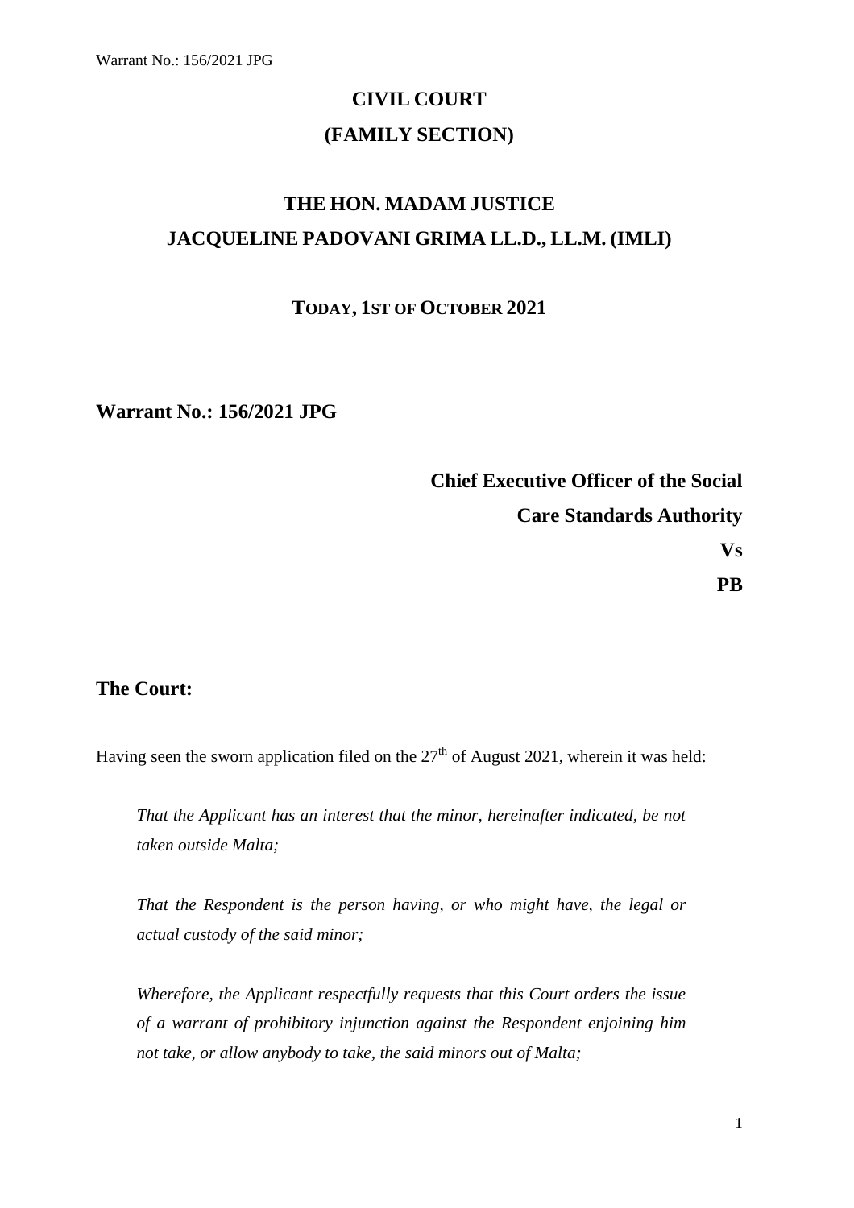# CIVIL COURT
# (FAMILY SECTION)

## THE HON. MADAM JUSTICE
## JACQUELINE PADOVANI GRIMA LL.D., LL.M. (IMLI)

**TODAY, 1ST OF OCTOBER 2021**

**Warrant No.: 156/2021 JPG**

**Chief Executive Officer of the Social Care Standards Authority**

**Vs**

**PB**

**The Court:**

Having seen the sworn application filed on the 27th of August 2021, wherein it was held:

> *That the Applicant has an interest that the minor, hereinafter indicated, be not taken outside Malta;*
>
> *That the Respondent is the person having, or who might have, the legal or actual custody of the said minor;*
>
> *Wherefore, the Applicant respectfully requests that this Court orders the issue of a warrant of prohibitory injunction against the Respondent enjoining him not take, or allow anybody to take, the said minors out of Malta;*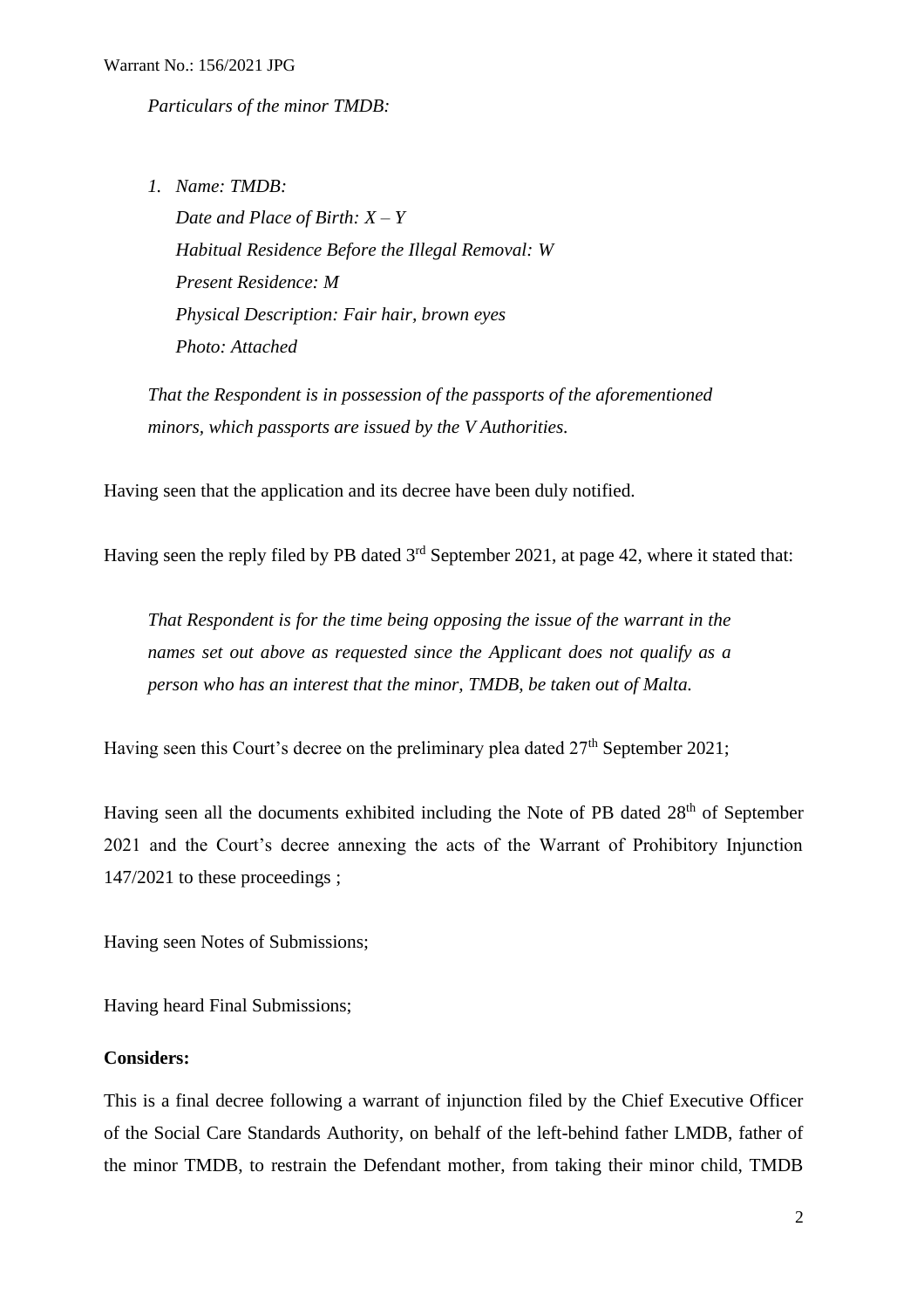*Particulars of the minor TMDB:*

1. *Name: TMDB:*
   *Date and Place of Birth: X – Y*
   *Habitual Residence Before the Illegal Removal: W*
   *Present Residence: M*
   *Physical Description: Fair hair, brown eyes*
   *Photo: Attached*

*That the Respondent is in possession of the passports of the aforementioned minors, which passports are issued by the V Authorities.*

Having seen that the application and its decree have been duly notified.

Having seen the reply filed by PB dated 3rd September 2021, at page 42, where it stated that:

*That Respondent is for the time being opposing the issue of the warrant in the names set out above as requested since the Applicant does not qualify as a person who has an interest that the minor, TMDB, be taken out of Malta.*

Having seen this Court's decree on the preliminary plea dated 27th September 2021;

Having seen all the documents exhibited including the Note of PB dated 28th of September 2021 and the Court's decree annexing the acts of the Warrant of Prohibitory Injunction 147/2021 to these proceedings ;

Having seen Notes of Submissions;

Having heard Final Submissions;

**Considers:**

This is a final decree following a warrant of injunction filed by the Chief Executive Officer of the Social Care Standards Authority, on behalf of the left-behind father LMDB, father of the minor TMDB, to restrain the Defendant mother, from taking their minor child, TMDB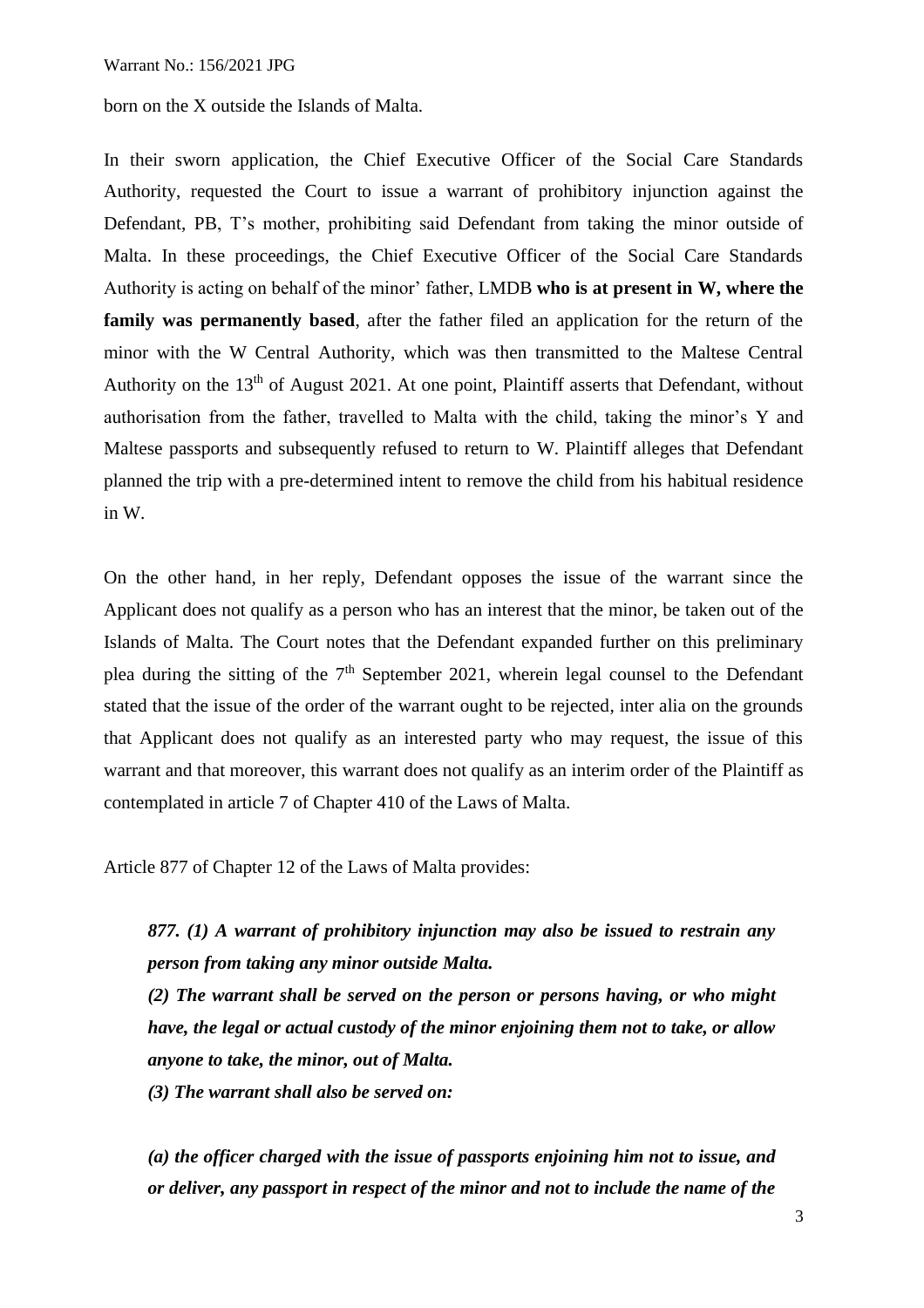born on the X outside the Islands of Malta.

In their sworn application, the Chief Executive Officer of the Social Care Standards Authority, requested the Court to issue a warrant of prohibitory injunction against the Defendant, PB, T's mother, prohibiting said Defendant from taking the minor outside of Malta. In these proceedings, the Chief Executive Officer of the Social Care Standards Authority is acting on behalf of the minor' father, LMDB **who is at present in W, where the family was permanently based**, after the father filed an application for the return of the minor with the W Central Authority, which was then transmitted to the Maltese Central Authority on the 13th of August 2021. At one point, Plaintiff asserts that Defendant, without authorisation from the father, travelled to Malta with the child, taking the minor's Y and Maltese passports and subsequently refused to return to W. Plaintiff alleges that Defendant planned the trip with a pre-determined intent to remove the child from his habitual residence in W.

On the other hand, in her reply, Defendant opposes the issue of the warrant since the Applicant does not qualify as a person who has an interest that the minor, be taken out of the Islands of Malta. The Court notes that the Defendant expanded further on this preliminary plea during the sitting of the 7th September 2021, wherein legal counsel to the Defendant stated that the issue of the order of the warrant ought to be rejected, inter alia on the grounds that Applicant does not qualify as an interested party who may request, the issue of this warrant and that moreover, this warrant does not qualify as an interim order of the Plaintiff as contemplated in article 7 of Chapter 410 of the Laws of Malta.

Article 877 of Chapter 12 of the Laws of Malta provides:

> ***877. (1) A warrant of prohibitory injunction may also be issued to restrain any person from taking any minor outside Malta.***
>
> ***(2) The warrant shall be served on the person or persons having, or who might have, the legal or actual custody of the minor enjoining them not to take, or allow anyone to take, the minor, out of Malta.***
>
> ***(3) The warrant shall also be served on:***
>
> ***(a) the officer charged with the issue of passports enjoining him not to issue, and or deliver, any passport in respect of the minor and not to include the name of the***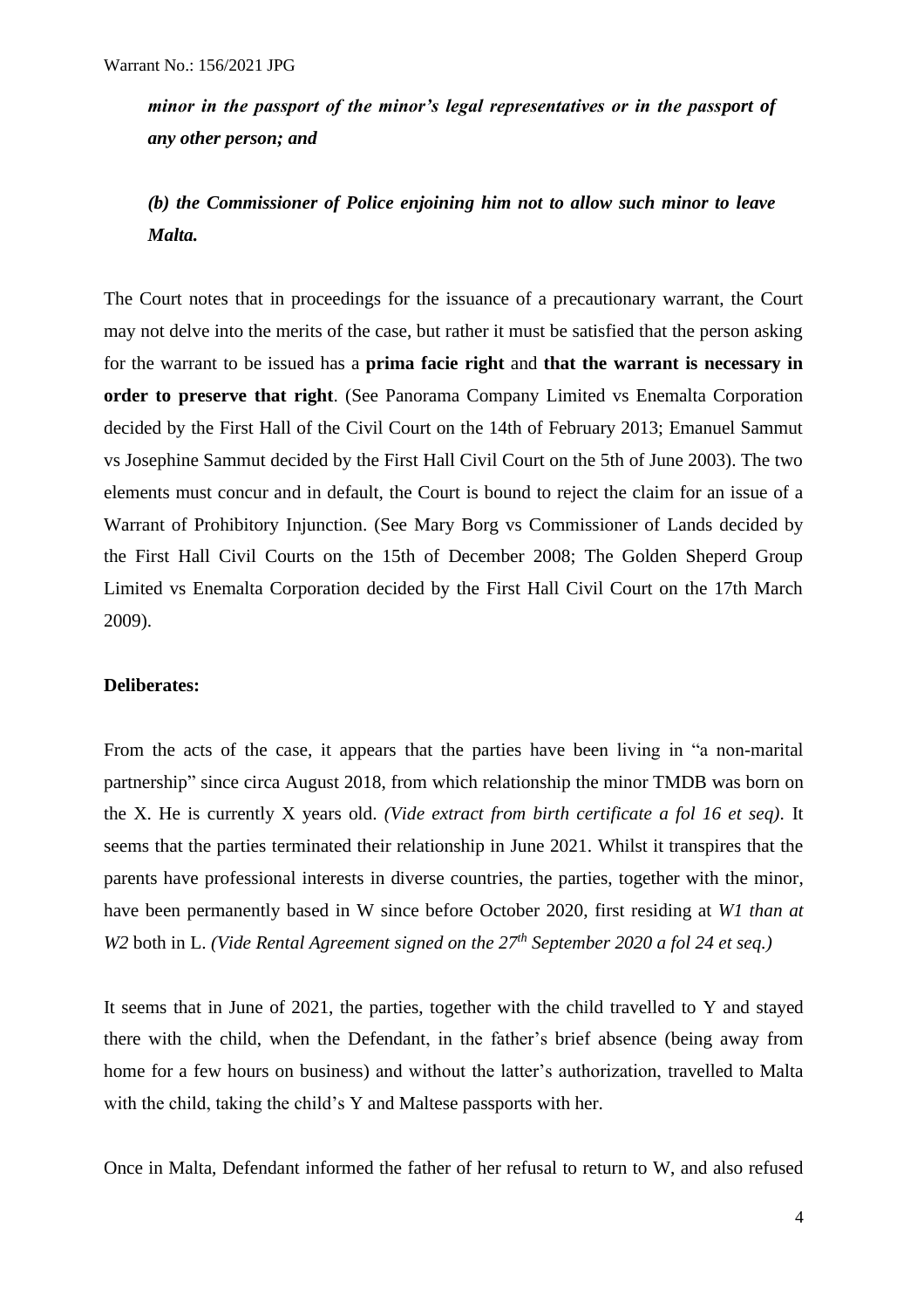***minor in the passport of the minor's legal representatives or in the passport of any other person; and***

***(b) the Commissioner of Police enjoining him not to allow such minor to leave Malta.***

The Court notes that in proceedings for the issuance of a precautionary warrant, the Court may not delve into the merits of the case, but rather it must be satisfied that the person asking for the warrant to be issued has a **prima facie right** and **that the warrant is necessary in order to preserve that right**. (See Panorama Company Limited vs Enemalta Corporation decided by the First Hall of the Civil Court on the 14th of February 2013; Emanuel Sammut vs Josephine Sammut decided by the First Hall Civil Court on the 5th of June 2003). The two elements must concur and in default, the Court is bound to reject the claim for an issue of a Warrant of Prohibitory Injunction. (See Mary Borg vs Commissioner of Lands decided by the First Hall Civil Courts on the 15th of December 2008; The Golden Sheperd Group Limited vs Enemalta Corporation decided by the First Hall Civil Court on the 17th March 2009).

**Deliberates:**

From the acts of the case, it appears that the parties have been living in "a non-marital partnership" since circa August 2018, from which relationship the minor TMDB was born on the X. He is currently X years old. *(Vide extract from birth certificate a fol 16 et seq)*. It seems that the parties terminated their relationship in June 2021. Whilst it transpires that the parents have professional interests in diverse countries, the parties, together with the minor, have been permanently based in W since before October 2020, first residing at *W1 than at W2* both in L. *(Vide Rental Agreement signed on the 27th September 2020 a fol 24 et seq.)*

It seems that in June of 2021, the parties, together with the child travelled to Y and stayed there with the child, when the Defendant, in the father's brief absence (being away from home for a few hours on business) and without the latter's authorization, travelled to Malta with the child, taking the child's Y and Maltese passports with her.

Once in Malta, Defendant informed the father of her refusal to return to W, and also refused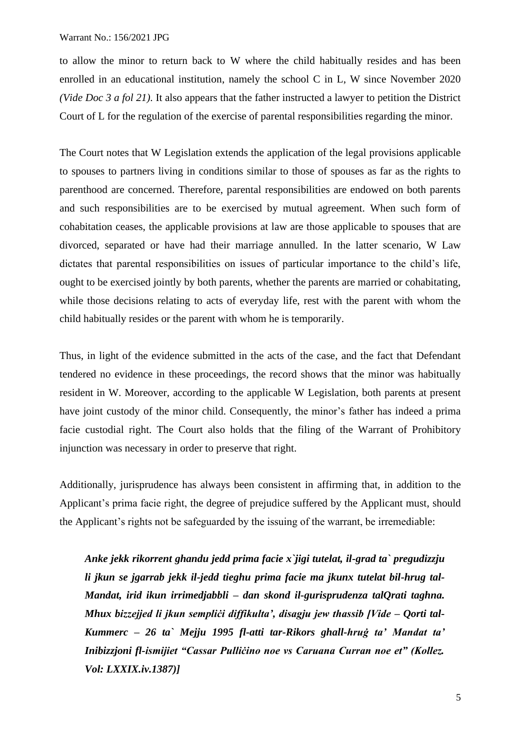to allow the minor to return back to W where the child habitually resides and has been enrolled in an educational institution, namely the school C in L, W since November 2020 *(Vide Doc 3 a fol 21)*. It also appears that the father instructed a lawyer to petition the District Court of L for the regulation of the exercise of parental responsibilities regarding the minor.

The Court notes that W Legislation extends the application of the legal provisions applicable to spouses to partners living in conditions similar to those of spouses as far as the rights to parenthood are concerned. Therefore, parental responsibilities are endowed on both parents and such responsibilities are to be exercised by mutual agreement. When such form of cohabitation ceases, the applicable provisions at law are those applicable to spouses that are divorced, separated or have had their marriage annulled. In the latter scenario, W Law dictates that parental responsibilities on issues of particular importance to the child's life, ought to be exercised jointly by both parents, whether the parents are married or cohabitating, while those decisions relating to acts of everyday life, rest with the parent with whom the child habitually resides or the parent with whom he is temporarily.

Thus, in light of the evidence submitted in the acts of the case, and the fact that Defendant tendered no evidence in these proceedings, the record shows that the minor was habitually resident in W. Moreover, according to the applicable W Legislation, both parents at present have joint custody of the minor child. Consequently, the minor's father has indeed a prima facie custodial right. The Court also holds that the filing of the Warrant of Prohibitory injunction was necessary in order to preserve that right.

Additionally, jurisprudence has always been consistent in affirming that, in addition to the Applicant's prima facie right, the degree of prejudice suffered by the Applicant must, should the Applicant's rights not be safeguarded by the issuing of the warrant, be irremediable:

> ***Anke jekk rikorrent ghandu jedd prima facie x`jigi tutelat, il-grad ta` pregudizzju li jkun se jgarrab jekk il-jedd tieghu prima facie ma jkunx tutelat bil-hrug tal-Mandat, irid ikun irrimedjabbli – dan skond il-gurisprudenza talQrati taghna. Mhux bizzejjed li jkun sempliċi diffikulta', disagju jew thassib [Vide – Qorti tal-Kummerc – 26 ta` Mejju 1995 fl-atti tar-Rikors ghall-hruġ ta' Mandat ta' Inibizzjoni fl-ismijiet "Cassar Pulliċino noe vs Caruana Curran noe et" (Kollez. Vol: LXXIX.iv.1387)]***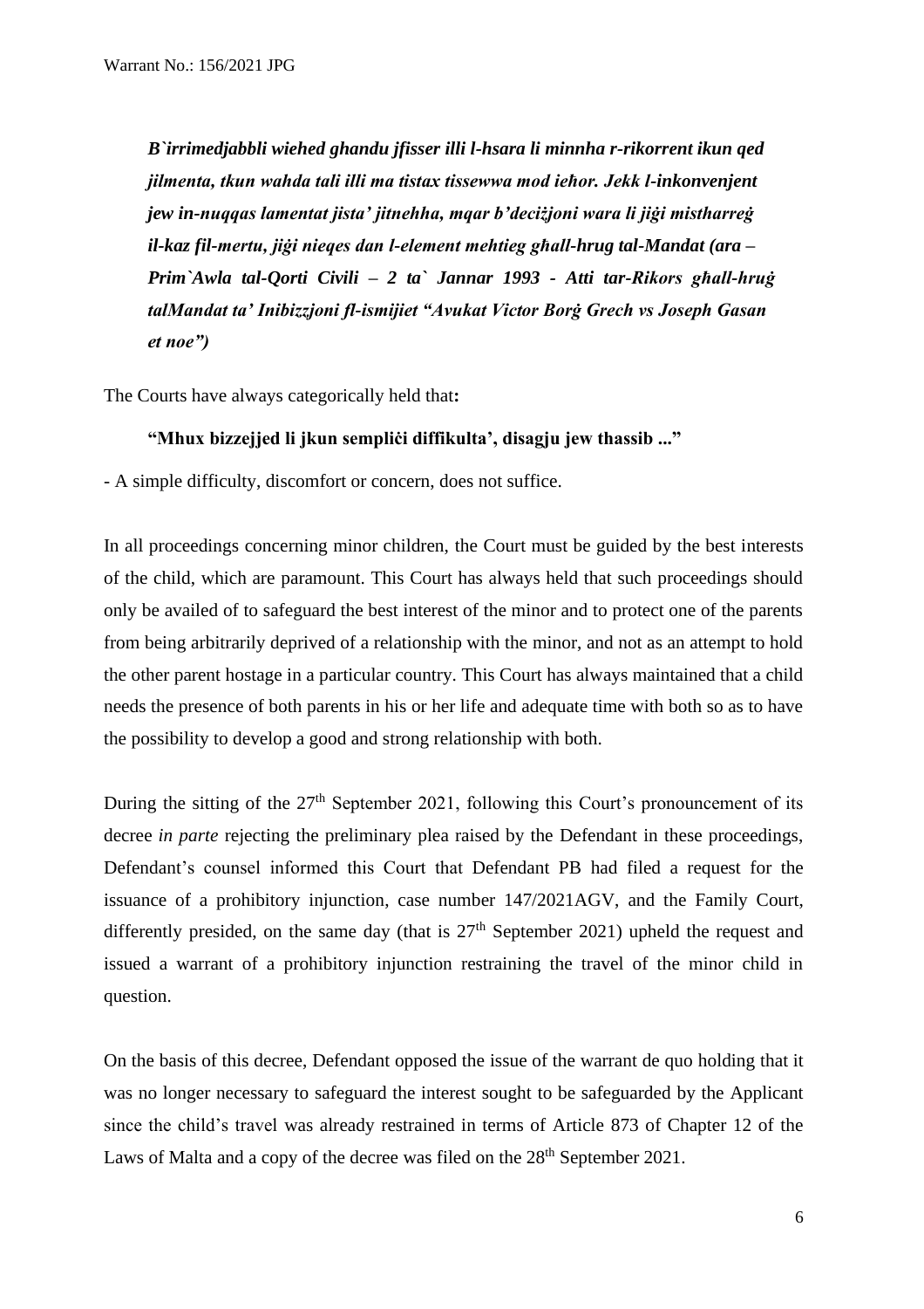***B`irrimedjabbli wiehed ghandu jfisser illi l-hsara li minnha r-rikorrent ikun qed jilmenta, tkun wahda tali illi ma tistax tissewwa mod ieħor. Jekk l-inkonvenjent jew in-nuqqas lamentat jista' jitnehha, mqar b'deċiżjoni wara li jiġi mistharreġ il-kaz fil-mertu, jiġi nieqes dan l-element mehtieg għall-hrug tal-Mandat (ara – Prim`Awla tal-Qorti Civili – 2 ta` Jannar 1993 - Atti tar-Rikors għall-hruġ talMandat ta' Inibizzjoni fl-ismijiet "Avukat Victor Borġ Grech vs Joseph Gasan et noe")***

The Courts have always categorically held that**:**

**"Mhux bizzejjed li jkun sempliċi diffikulta', disagju jew thassib ..."**

- A simple difficulty, discomfort or concern, does not suffice.

In all proceedings concerning minor children, the Court must be guided by the best interests of the child, which are paramount. This Court has always held that such proceedings should only be availed of to safeguard the best interest of the minor and to protect one of the parents from being arbitrarily deprived of a relationship with the minor, and not as an attempt to hold the other parent hostage in a particular country. This Court has always maintained that a child needs the presence of both parents in his or her life and adequate time with both so as to have the possibility to develop a good and strong relationship with both.

During the sitting of the 27th September 2021, following this Court's pronouncement of its decree *in parte* rejecting the preliminary plea raised by the Defendant in these proceedings, Defendant's counsel informed this Court that Defendant PB had filed a request for the issuance of a prohibitory injunction, case number 147/2021AGV, and the Family Court, differently presided, on the same day (that is 27th September 2021) upheld the request and issued a warrant of a prohibitory injunction restraining the travel of the minor child in question.

On the basis of this decree, Defendant opposed the issue of the warrant de quo holding that it was no longer necessary to safeguard the interest sought to be safeguarded by the Applicant since the child's travel was already restrained in terms of Article 873 of Chapter 12 of the Laws of Malta and a copy of the decree was filed on the 28th September 2021.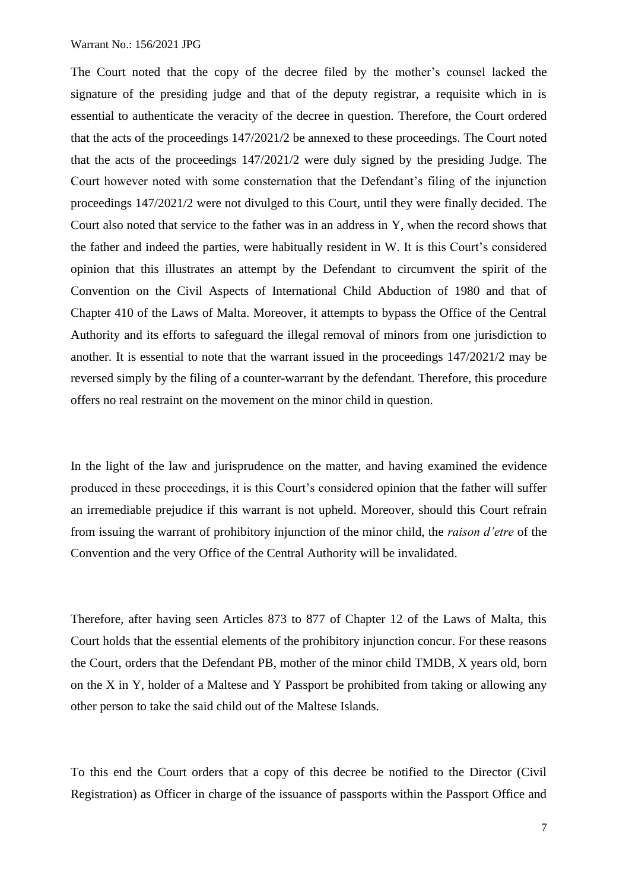The Court noted that the copy of the decree filed by the mother's counsel lacked the signature of the presiding judge and that of the deputy registrar, a requisite which in is essential to authenticate the veracity of the decree in question. Therefore, the Court ordered that the acts of the proceedings 147/2021/2 be annexed to these proceedings. The Court noted that the acts of the proceedings 147/2021/2 were duly signed by the presiding Judge. The Court however noted with some consternation that the Defendant's filing of the injunction proceedings 147/2021/2 were not divulged to this Court, until they were finally decided. The Court also noted that service to the father was in an address in Y, when the record shows that the father and indeed the parties, were habitually resident in W. It is this Court's considered opinion that this illustrates an attempt by the Defendant to circumvent the spirit of the Convention on the Civil Aspects of International Child Abduction of 1980 and that of Chapter 410 of the Laws of Malta. Moreover, it attempts to bypass the Office of the Central Authority and its efforts to safeguard the illegal removal of minors from one jurisdiction to another. It is essential to note that the warrant issued in the proceedings 147/2021/2 may be reversed simply by the filing of a counter-warrant by the defendant. Therefore, this procedure offers no real restraint on the movement on the minor child in question.

In the light of the law and jurisprudence on the matter, and having examined the evidence produced in these proceedings, it is this Court's considered opinion that the father will suffer an irremediable prejudice if this warrant is not upheld. Moreover, should this Court refrain from issuing the warrant of prohibitory injunction of the minor child, the *raison d'etre* of the Convention and the very Office of the Central Authority will be invalidated.

Therefore, after having seen Articles 873 to 877 of Chapter 12 of the Laws of Malta, this Court holds that the essential elements of the prohibitory injunction concur. For these reasons the Court, orders that the Defendant PB, mother of the minor child TMDB, X years old, born on the X in Y, holder of a Maltese and Y Passport be prohibited from taking or allowing any other person to take the said child out of the Maltese Islands.

To this end the Court orders that a copy of this decree be notified to the Director (Civil Registration) as Officer in charge of the issuance of passports within the Passport Office and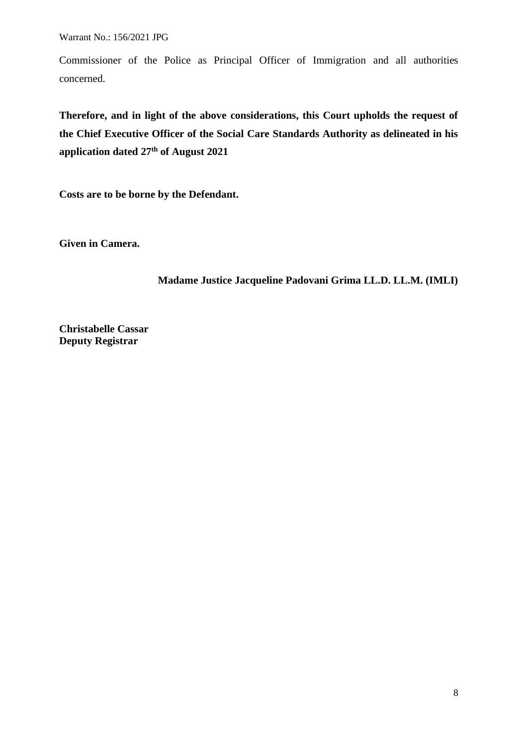Commissioner of the Police as Principal Officer of Immigration and all authorities concerned.

**Therefore, and in light of the above considerations, this Court upholds the request of the Chief Executive Officer of the Social Care Standards Authority as delineated in his application dated 27th of August 2021**

**Costs are to be borne by the Defendant.**

**Given in Camera.**

**Madame Justice Jacqueline Padovani Grima LL.D. LL.M. (IMLI)**

**Christabelle Cassar**
**Deputy Registrar**